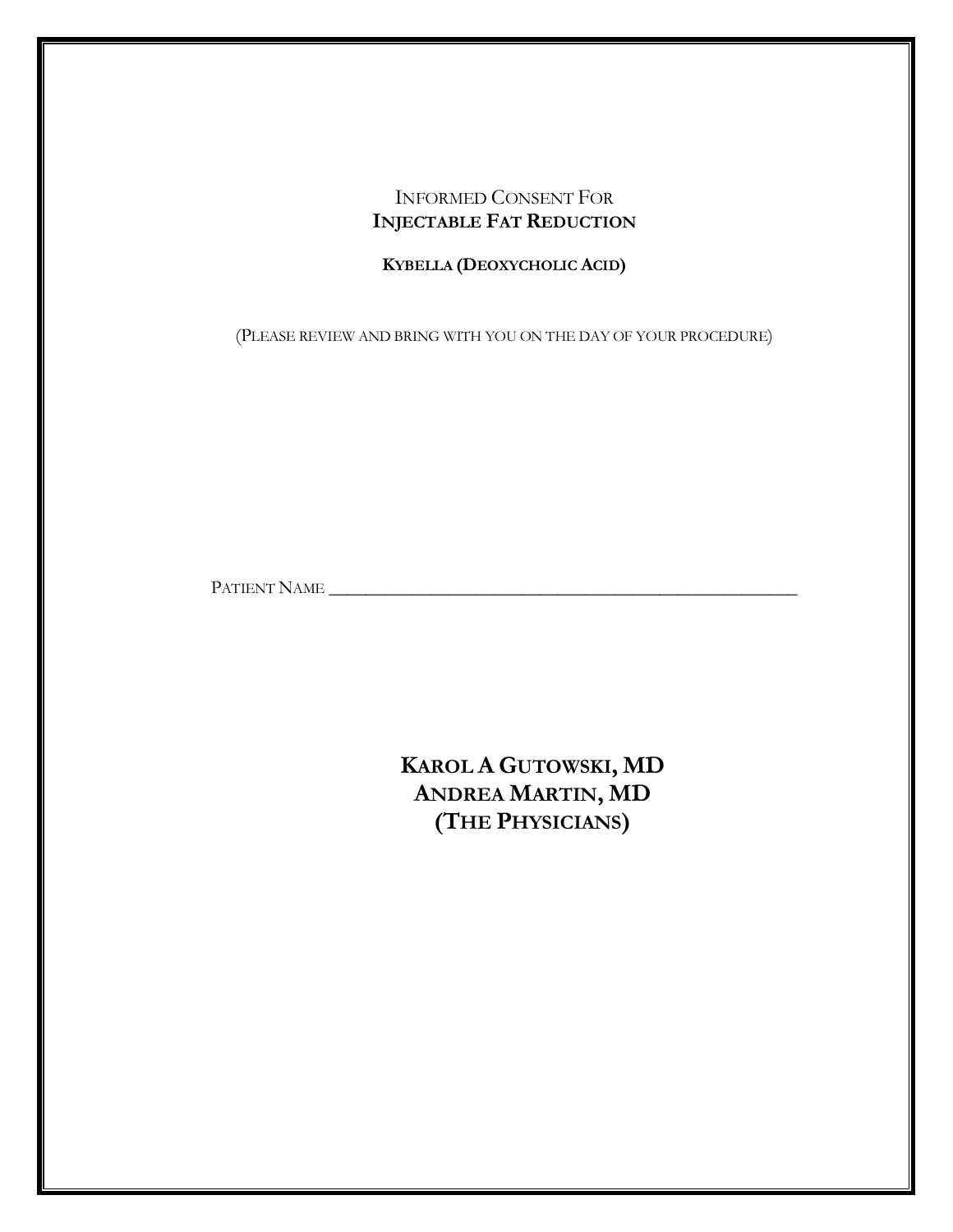# INFORMED CONSENT FOR **INJECTABLE FAT REDUCTION**

**KYBELLA (DEOXYCHOLIC ACID)**

(PLEASE REVIEW AND BRING WITH YOU ON THE DAY OF YOUR PROCEDURE)

PATIENT NAME ______________________________________________________

**KAROL A GUTOWSKI, MD**
**ANDREA MARTIN, MD**
**(THE PHYSICIANS)**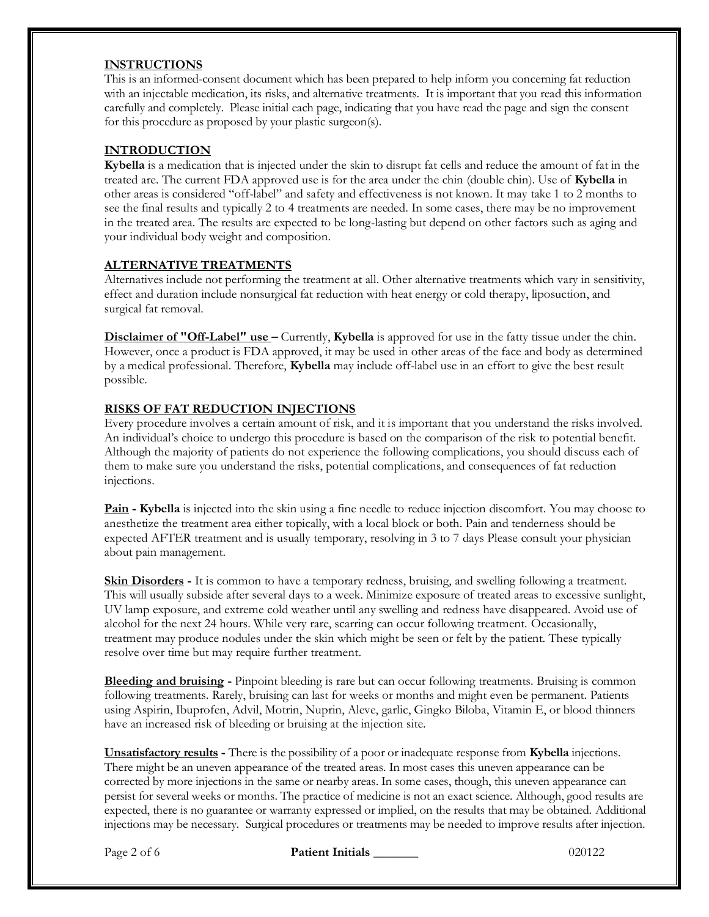## INSTRUCTIONS

This is an informed-consent document which has been prepared to help inform you concerning fat reduction with an injectable medication, its risks, and alternative treatments. It is important that you read this information carefully and completely. Please initial each page, indicating that you have read the page and sign the consent for this procedure as proposed by your plastic surgeon(s).

## INTRODUCTION

**Kybella** is a medication that is injected under the skin to disrupt fat cells and reduce the amount of fat in the treated are. The current FDA approved use is for the area under the chin (double chin). Use of **Kybella** in other areas is considered "off-label" and safety and effectiveness is not known. It may take 1 to 2 months to see the final results and typically 2 to 4 treatments are needed. In some cases, there may be no improvement in the treated area. The results are expected to be long-lasting but depend on other factors such as aging and your individual body weight and composition.

## ALTERNATIVE TREATMENTS

Alternatives include not performing the treatment at all. Other alternative treatments which vary in sensitivity, effect and duration include nonsurgical fat reduction with heat energy or cold therapy, liposuction, and surgical fat removal.

**Disclaimer of "Off-Label" use –** Currently, **Kybella** is approved for use in the fatty tissue under the chin. However, once a product is FDA approved, it may be used in other areas of the face and body as determined by a medical professional. Therefore, **Kybella** may include off-label use in an effort to give the best result possible.

## RISKS OF FAT REDUCTION INJECTIONS

Every procedure involves a certain amount of risk, and it is important that you understand the risks involved. An individual's choice to undergo this procedure is based on the comparison of the risk to potential benefit. Although the majority of patients do not experience the following complications, you should discuss each of them to make sure you understand the risks, potential complications, and consequences of fat reduction injections.

**Pain - Kybella** is injected into the skin using a fine needle to reduce injection discomfort. You may choose to anesthetize the treatment area either topically, with a local block or both. Pain and tenderness should be expected AFTER treatment and is usually temporary, resolving in 3 to 7 days Please consult your physician about pain management.

**Skin Disorders -** It is common to have a temporary redness, bruising, and swelling following a treatment. This will usually subside after several days to a week. Minimize exposure of treated areas to excessive sunlight, UV lamp exposure, and extreme cold weather until any swelling and redness have disappeared. Avoid use of alcohol for the next 24 hours. While very rare, scarring can occur following treatment. Occasionally, treatment may produce nodules under the skin which might be seen or felt by the patient. These typically resolve over time but may require further treatment.

**Bleeding and bruising -** Pinpoint bleeding is rare but can occur following treatments. Bruising is common following treatments. Rarely, bruising can last for weeks or months and might even be permanent. Patients using Aspirin, Ibuprofen, Advil, Motrin, Nuprin, Aleve, garlic, Gingko Biloba, Vitamin E, or blood thinners have an increased risk of bleeding or bruising at the injection site.

**Unsatisfactory results -** There is the possibility of a poor or inadequate response from **Kybella** injections. There might be an uneven appearance of the treated areas. In most cases this uneven appearance can be corrected by more injections in the same or nearby areas. In some cases, though, this uneven appearance can persist for several weeks or months. The practice of medicine is not an exact science. Although, good results are expected, there is no guarantee or warranty expressed or implied, on the results that may be obtained. Additional injections may be necessary. Surgical procedures or treatments may be needed to improve results after injection.

**Patient Initials** _______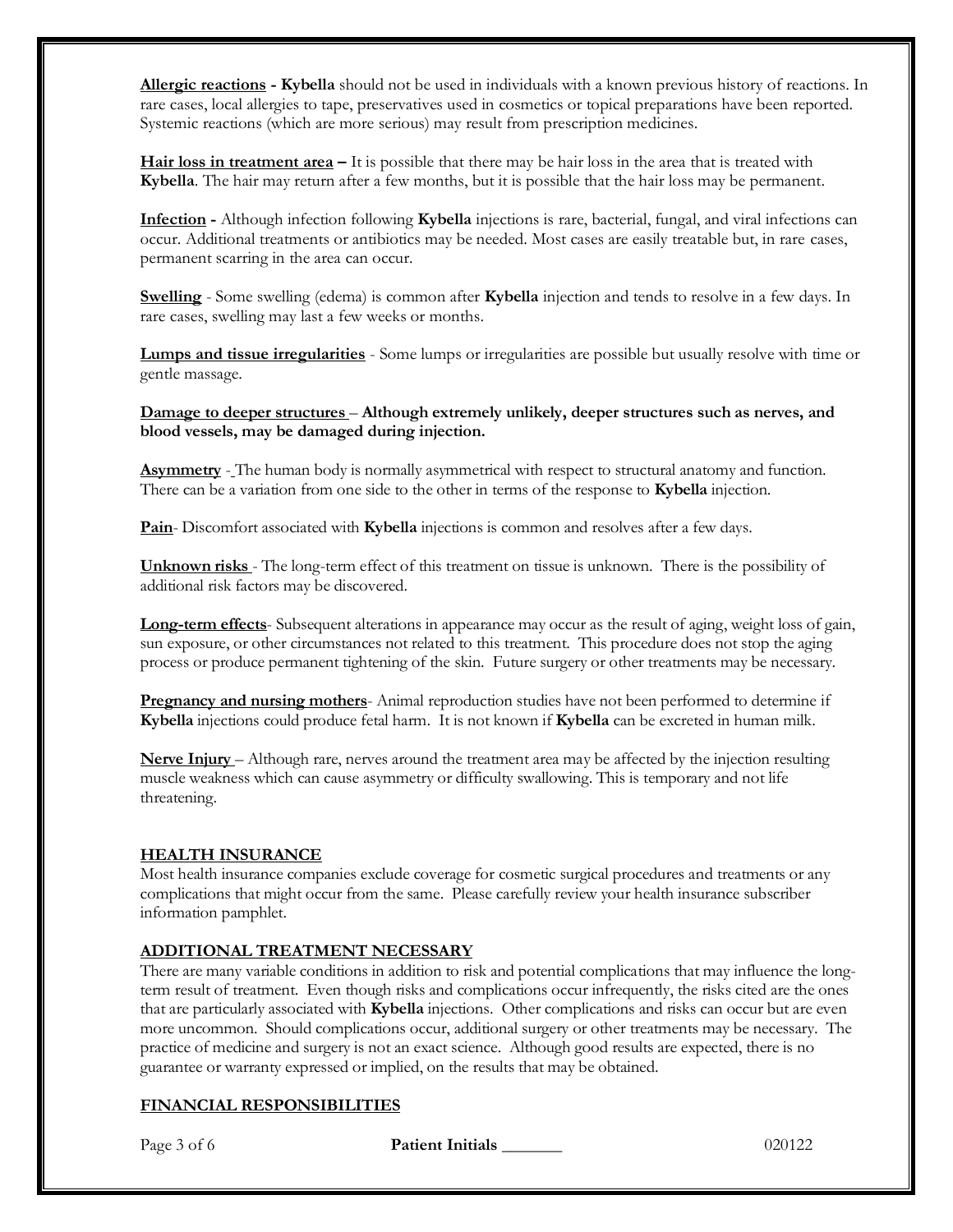**<u>Allergic reactions</u> - Kybella** should not be used in individuals with a known previous history of reactions. In rare cases, local allergies to tape, preservatives used in cosmetics or topical preparations have been reported. Systemic reactions (which are more serious) may result from prescription medicines.

**<u>Hair loss in treatment area</u> –** It is possible that there may be hair loss in the area that is treated with **Kybella**. The hair may return after a few months, but it is possible that the hair loss may be permanent.

**<u>Infection</u> -** Although infection following **Kybella** injections is rare, bacterial, fungal, and viral infections can occur. Additional treatments or antibiotics may be needed. Most cases are easily treatable but, in rare cases, permanent scarring in the area can occur.

**<u>Swelling</u>** - Some swelling (edema) is common after **Kybella** injection and tends to resolve in a few days. In rare cases, swelling may last a few weeks or months.

**<u>Lumps and tissue irregularities</u>** - Some lumps or irregularities are possible but usually resolve with time or gentle massage.

**<u>Damage to deeper structures</u> – Although extremely unlikely, deeper structures such as nerves, and blood vessels, may be damaged during injection.**

**<u>Asymmetry</u>** - The human body is normally asymmetrical with respect to structural anatomy and function. There can be a variation from one side to the other in terms of the response to **Kybella** injection.

**<u>Pain</u>**- Discomfort associated with **Kybella** injections is common and resolves after a few days.

**<u>Unknown risks</u>** - The long-term effect of this treatment on tissue is unknown. There is the possibility of additional risk factors may be discovered.

**<u>Long-term effects</u>**- Subsequent alterations in appearance may occur as the result of aging, weight loss of gain, sun exposure, or other circumstances not related to this treatment. This procedure does not stop the aging process or produce permanent tightening of the skin. Future surgery or other treatments may be necessary.

**<u>Pregnancy and nursing mothers</u>**- Animal reproduction studies have not been performed to determine if **Kybella** injections could produce fetal harm. It is not known if **Kybella** can be excreted in human milk.

**<u>Nerve Injury</u>** – Although rare, nerves around the treatment area may be affected by the injection resulting muscle weakness which can cause asymmetry or difficulty swallowing. This is temporary and not life threatening.

## <u>HEALTH INSURANCE</u>

Most health insurance companies exclude coverage for cosmetic surgical procedures and treatments or any complications that might occur from the same. Please carefully review your health insurance subscriber information pamphlet.

## <u>ADDITIONAL TREATMENT NECESSARY</u>

There are many variable conditions in addition to risk and potential complications that may influence the long-term result of treatment. Even though risks and complications occur infrequently, the risks cited are the ones that are particularly associated with **Kybella** injections. Other complications and risks can occur but are even more uncommon. Should complications occur, additional surgery or other treatments may be necessary. The practice of medicine and surgery is not an exact science. Although good results are expected, there is no guarantee or warranty expressed or implied, on the results that may be obtained.

## <u>FINANCIAL RESPONSIBILITIES</u>

**Patient Initials** _______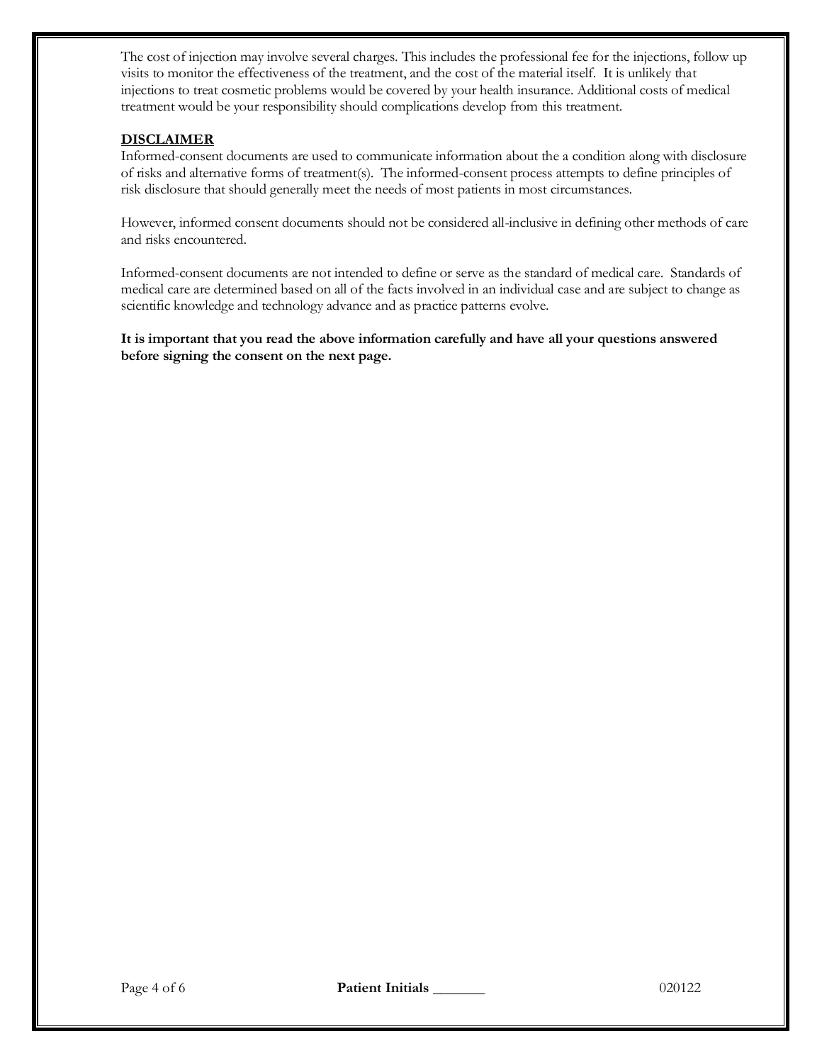The cost of injection may involve several charges. This includes the professional fee for the injections, follow up visits to monitor the effectiveness of the treatment, and the cost of the material itself. It is unlikely that injections to treat cosmetic problems would be covered by your health insurance. Additional costs of medical treatment would be your responsibility should complications develop from this treatment.

**DISCLAIMER**

Informed-consent documents are used to communicate information about the a condition along with disclosure of risks and alternative forms of treatment(s). The informed-consent process attempts to define principles of risk disclosure that should generally meet the needs of most patients in most circumstances.

However, informed consent documents should not be considered all-inclusive in defining other methods of care and risks encountered.

Informed-consent documents are not intended to define or serve as the standard of medical care. Standards of medical care are determined based on all of the facts involved in an individual case and are subject to change as scientific knowledge and technology advance and as practice patterns evolve.

**It is important that you read the above information carefully and have all your questions answered before signing the consent on the next page.**

**Patient Initials _______**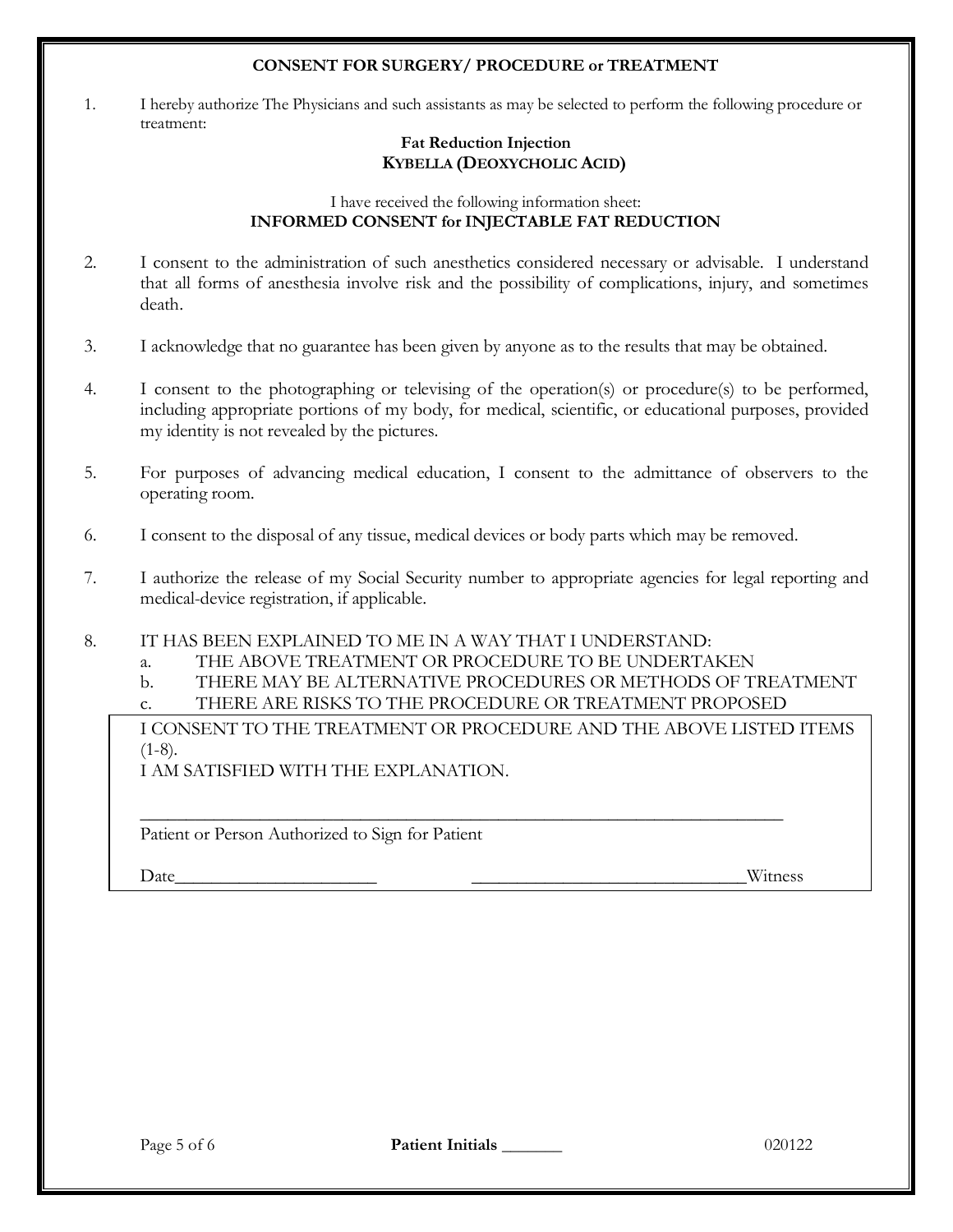**CONSENT FOR SURGERY/ PROCEDURE or TREATMENT**

1. I hereby authorize The Physicians and such assistants as may be selected to perform the following procedure or treatment:

   **Fat Reduction Injection**
   **KYBELLA (DEOXYCHOLIC ACID)**

   I have received the following information sheet:
   **INFORMED CONSENT for INJECTABLE FAT REDUCTION**

2. I consent to the administration of such anesthetics considered necessary or advisable. I understand that all forms of anesthesia involve risk and the possibility of complications, injury, and sometimes death.

3. I acknowledge that no guarantee has been given by anyone as to the results that may be obtained.

4. I consent to the photographing or televising of the operation(s) or procedure(s) to be performed, including appropriate portions of my body, for medical, scientific, or educational purposes, provided my identity is not revealed by the pictures.

5. For purposes of advancing medical education, I consent to the admittance of observers to the operating room.

6. I consent to the disposal of any tissue, medical devices or body parts which may be removed.

7. I authorize the release of my Social Security number to appropriate agencies for legal reporting and medical-device registration, if applicable.

8. IT HAS BEEN EXPLAINED TO ME IN A WAY THAT I UNDERSTAND:
   a. THE ABOVE TREATMENT OR PROCEDURE TO BE UNDERTAKEN
   b. THERE MAY BE ALTERNATIVE PROCEDURES OR METHODS OF TREATMENT
   c. THERE ARE RISKS TO THE PROCEDURE OR TREATMENT PROPOSED

I CONSENT TO THE TREATMENT OR PROCEDURE AND THE ABOVE LISTED ITEMS (1-8).
I AM SATISFIED WITH THE EXPLANATION.

_______________________________________________________________________
Patient or Person Authorized to Sign for Patient

Date______________________ ______________________________Witness

**Patient Initials _______**

020122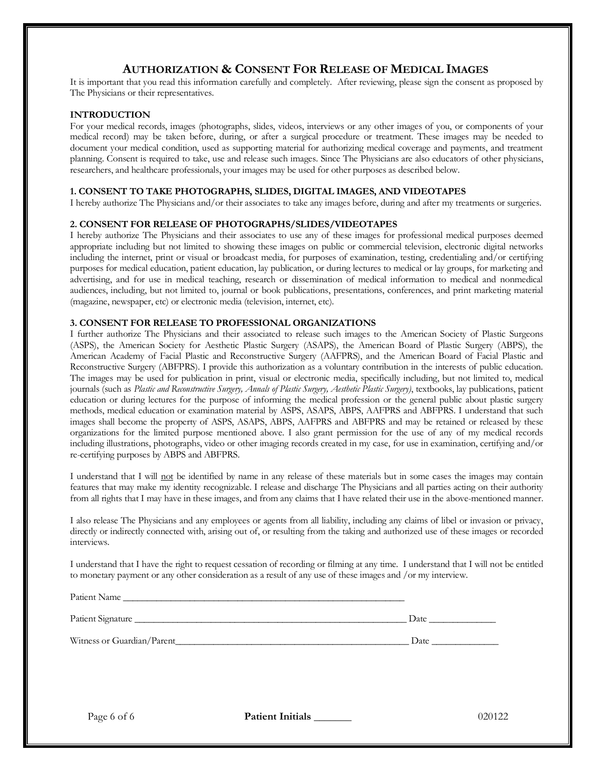# AUTHORIZATION & CONSENT FOR RELEASE OF MEDICAL IMAGES

It is important that you read this information carefully and completely. After reviewing, please sign the consent as proposed by The Physicians or their representatives.

**INTRODUCTION**

For your medical records, images (photographs, slides, videos, interviews or any other images of you, or components of your medical record) may be taken before, during, or after a surgical procedure or treatment. These images may be needed to document your medical condition, used as supporting material for authorizing medical coverage and payments, and treatment planning. Consent is required to take, use and release such images. Since The Physicians are also educators of other physicians, researchers, and healthcare professionals, your images may be used for other purposes as described below.

**1. CONSENT TO TAKE PHOTOGRAPHS, SLIDES, DIGITAL IMAGES, AND VIDEOTAPES**

I hereby authorize The Physicians and/or their associates to take any images before, during and after my treatments or surgeries.

**2. CONSENT FOR RELEASE OF PHOTOGRAPHS/SLIDES/VIDEOTAPES**

I hereby authorize The Physicians and their associates to use any of these images for professional medical purposes deemed appropriate including but not limited to showing these images on public or commercial television, electronic digital networks including the internet, print or visual or broadcast media, for purposes of examination, testing, credentialing and/or certifying purposes for medical education, patient education, lay publication, or during lectures to medical or lay groups, for marketing and advertising, and for use in medical teaching, research or dissemination of medical information to medical and nonmedical audiences, including, but not limited to, journal or book publications, presentations, conferences, and print marketing material (magazine, newspaper, etc) or electronic media (television, internet, etc).

**3. CONSENT FOR RELEASE TO PROFESSIONAL ORGANIZATIONS**

I further authorize The Physicians and their associates to release such images to the American Society of Plastic Surgeons (ASPS), the American Society for Aesthetic Plastic Surgery (ASAPS), the American Board of Plastic Surgery (ABPS), the American Academy of Facial Plastic and Reconstructive Surgery (AAFPRS), and the American Board of Facial Plastic and Reconstructive Surgery (ABFPRS). I provide this authorization as a voluntary contribution in the interests of public education. The images may be used for publication in print, visual or electronic media, specifically including, but not limited to, medical journals (such as *Plastic and Reconstructive Surgery, Annals of Plastic Surgery, Aesthetic Plastic Surgery)*, textbooks, lay publications, patient education or during lectures for the purpose of informing the medical profession or the general public about plastic surgery methods, medical education or examination material by ASPS, ASAPS, ABPS, AAFPRS and ABFPRS. I understand that such images shall become the property of ASPS, ASAPS, ABPS, AAFPRS and ABFPRS and may be retained or released by these organizations for the limited purpose mentioned above. I also grant permission for the use of any of my medical records including illustrations, photographs, video or other imaging records created in my case, for use in examination, certifying and/or re-certifying purposes by ABPS and ABFPRS.

I understand that I will <u>not</u> be identified by name in any release of these materials but in some cases the images may contain features that may make my identity recognizable. I release and discharge The Physicians and all parties acting on their authority from all rights that I may have in these images, and from any claims that I have related their use in the above-mentioned manner.

I also release The Physicians and any employees or agents from all liability, including any claims of libel or invasion or privacy, directly or indirectly connected with, arising out of, or resulting from the taking and authorized use of these images or recorded interviews.

I understand that I have the right to request cessation of recording or filming at any time. I understand that I will not be entitled to monetary payment or any other consideration as a result of any use of these images and /or my interview.

Patient Name ____________________________________________________________

Patient Signature ________________________________________________________ Date _____________

Witness or Guardian/Parent_______________________________________________ Date _____________

**Patient Initials** _______

020122